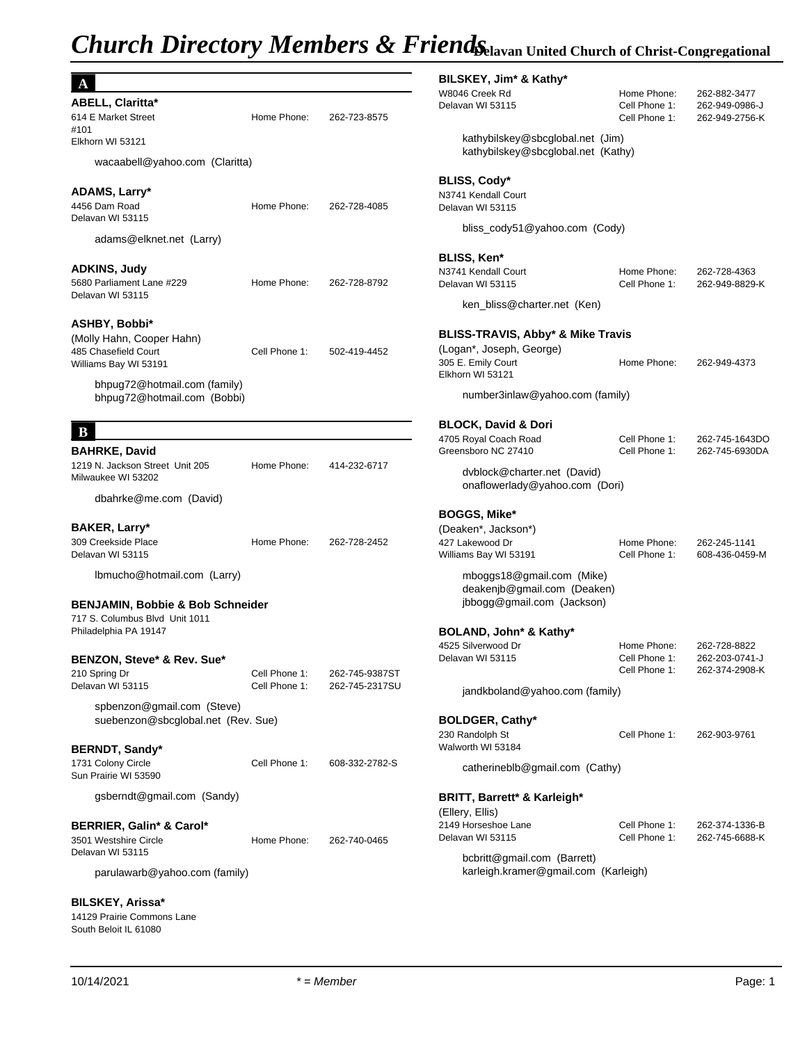# Church Directory Members & Friends

## Delavan United Church of Christ-Congregational

## A

**ABELL, Claritta***
614 E Market Street
#101
Elkhorn WI 53121
Home Phone: 262-723-8575

wacaabell@yahoo.com (Claritta)

**ADAMS, Larry***
4456 Dam Road
Delavan WI 53115
Home Phone: 262-728-4085

adams@elknet.net (Larry)

**ADKINS, Judy**
5680 Parliament Lane #229
Delavan WI 53115
Home Phone: 262-728-8792

**ASHBY, Bobbi***
(Molly Hahn, Cooper Hahn)
485 Chasefield Court
Williams Bay WI 53191
Cell Phone 1: 502-419-4452

bhpug72@hotmail.com (family)
bhpug72@hotmail.com (Bobbi)

## B

**BAHRKE, David**
1219 N. Jackson Street Unit 205
Milwaukee WI 53202
Home Phone: 414-232-6717

dbahrke@me.com (David)

**BAKER, Larry***
309 Creekside Place
Delavan WI 53115
Home Phone: 262-728-2452

lbmucho@hotmail.com (Larry)

**BENJAMIN, Bobbie & Bob Schneider**
717 S. Columbus Blvd Unit 1011
Philadelphia PA 19147

**BENZON, Steve* & Rev. Sue***
210 Spring Dr
Delavan WI 53115
Cell Phone 1: 262-745-9387ST
Cell Phone 1: 262-745-2317SU

spbenzon@gmail.com (Steve)
suebenzon@sbcglobal.net (Rev. Sue)

**BERNDT, Sandy***
1731 Colony Circle
Sun Prairie WI 53590
Cell Phone 1: 608-332-2782-S

gsberndt@gmail.com (Sandy)

**BERRIER, Galin* & Carol***
3501 Westshire Circle
Delavan WI 53115
Home Phone: 262-740-0465

parulawarb@yahoo.com (family)

**BILSKEY, Arissa***
14129 Prairie Commons Lane
South Beloit IL 61080

**BILSKEY, Jim* & Kathy***
W8046 Creek Rd
Delavan WI 53115
Home Phone: 262-882-3477
Cell Phone 1: 262-949-0986-J
Cell Phone 1: 262-949-2756-K

kathybilskey@sbcglobal.net (Jim)
kathybilskey@sbcglobal.net (Kathy)

**BLISS, Cody***
N3741 Kendall Court
Delavan WI 53115

bliss_cody51@yahoo.com (Cody)

**BLISS, Ken***
N3741 Kendall Court
Delavan WI 53115
Home Phone: 262-728-4363
Cell Phone 1: 262-949-8829-K

ken_bliss@charter.net (Ken)

**BLISS-TRAVIS, Abby* & Mike Travis**
(Logan*, Joseph, George)
305 E. Emily Court
Elkhorn WI 53121
Home Phone: 262-949-4373

number3inlaw@yahoo.com (family)

**BLOCK, David & Dori**
4705 Royal Coach Road
Greensboro NC 27410
Cell Phone 1: 262-745-1643DO
Cell Phone 1: 262-745-6930DA

dvblock@charter.net (David)
onaflowerlady@yahoo.com (Dori)

**BOGGS, Mike***
(Deaken*, Jackson*)
427 Lakewood Dr
Williams Bay WI 53191
Home Phone: 262-245-1141
Cell Phone 1: 608-436-0459-M

mboggs18@gmail.com (Mike)
deakenjb@gmail.com (Deaken)
jbbogg@gmail.com (Jackson)

**BOLAND, John* & Kathy***
4525 Silverwood Dr
Delavan WI 53115
Home Phone: 262-728-8822
Cell Phone 1: 262-203-0741-J
Cell Phone 1: 262-374-2908-K

jandkboland@yahoo.com (family)

**BOLDGER, Cathy***
230 Randolph St
Walworth WI 53184
Cell Phone 1: 262-903-9761

catherineblb@gmail.com (Cathy)

**BRITT, Barrett* & Karleigh***
(Ellery, Ellis)
2149 Horseshoe Lane
Delavan WI 53115
Cell Phone 1: 262-374-1336-B
Cell Phone 1: 262-745-6688-K

bcbritt@gmail.com (Barrett)
karleigh.kramer@gmail.com (Karleigh)

10/14/2021 — * = Member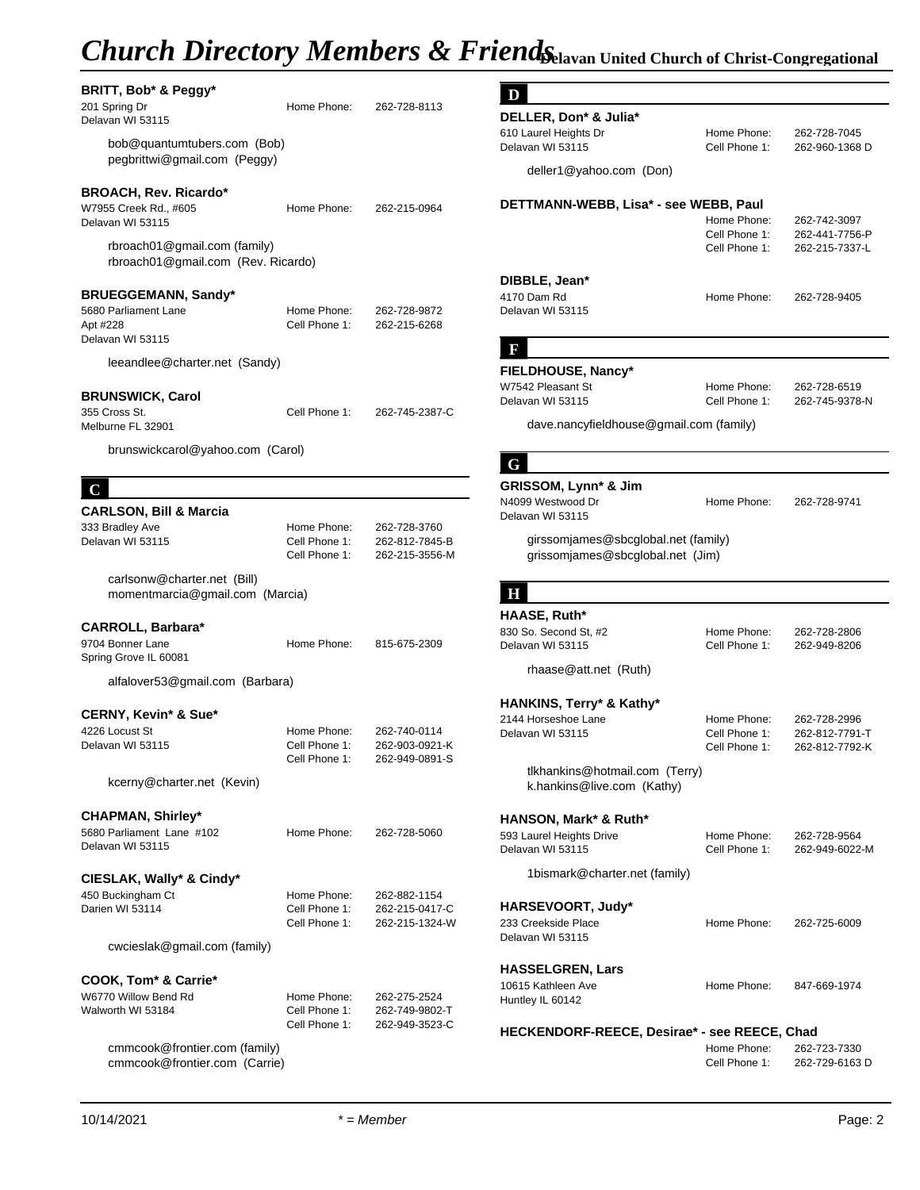# Church Directory Members & Friends

**Delavan United Church of Christ-Congregational**

**BRITT, Bob* & Peggy***
201 Spring Dr
Delavan WI 53115
Home Phone: 262-728-8113

bob@quantumtubers.com (Bob)
pegbrittwi@gmail.com (Peggy)

**BROACH, Rev. Ricardo***
W7955 Creek Rd., #605
Delavan WI 53115
Home Phone: 262-215-0964

rbroach01@gmail.com (family)
rbroach01@gmail.com (Rev. Ricardo)

**BRUEGGEMANN, Sandy***
5680 Parliament Lane
Apt #228
Delavan WI 53115
Home Phone: 262-728-9872
Cell Phone 1: 262-215-6268

leeandlee@charter.net (Sandy)

**BRUNSWICK, Carol**
355 Cross St.
Melburne FL 32901
Cell Phone 1: 262-745-2387-C

brunswickcarol@yahoo.com (Carol)

## C

**CARLSON, Bill & Marcia**
333 Bradley Ave
Delavan WI 53115
Home Phone: 262-728-3760
Cell Phone 1: 262-812-7845-B
Cell Phone 1: 262-215-3556-M

carlsonw@charter.net (Bill)
momentmarcia@gmail.com (Marcia)

**CARROLL, Barbara***
9704 Bonner Lane
Spring Grove IL 60081
Home Phone: 815-675-2309

alfalover53@gmail.com (Barbara)

**CERNY, Kevin* & Sue***
4226 Locust St
Delavan WI 53115
Home Phone: 262-740-0114
Cell Phone 1: 262-903-0921-K
Cell Phone 1: 262-949-0891-S

kcerny@charter.net (Kevin)

**CHAPMAN, Shirley***
5680 Parliament Lane #102
Delavan WI 53115
Home Phone: 262-728-5060

**CIESLAK, Wally* & Cindy***
450 Buckingham Ct
Darien WI 53114
Home Phone: 262-882-1154
Cell Phone 1: 262-215-0417-C
Cell Phone 1: 262-215-1324-W

cwcieslak@gmail.com (family)

**COOK, Tom* & Carrie***
W6770 Willow Bend Rd
Walworth WI 53184
Home Phone: 262-275-2524
Cell Phone 1: 262-749-9802-T
Cell Phone 1: 262-949-3523-C

cmmcook@frontier.com (family)
cmmcook@frontier.com (Carrie)

## D

**DELLER, Don* & Julia***
610 Laurel Heights Dr
Delavan WI 53115
Home Phone: 262-728-7045
Cell Phone 1: 262-960-1368 D

deller1@yahoo.com (Don)

**DETTMANN-WEBB, Lisa* - see WEBB, Paul**
Home Phone: 262-742-3097
Cell Phone 1: 262-441-7756-P
Cell Phone 1: 262-215-7337-L

**DIBBLE, Jean***
4170 Dam Rd
Delavan WI 53115
Home Phone: 262-728-9405

## F

**FIELDHOUSE, Nancy***
W7542 Pleasant St
Delavan WI 53115
Home Phone: 262-728-6519
Cell Phone 1: 262-745-9378-N

dave.nancyfieldhouse@gmail.com (family)

## G

**GRISSOM, Lynn* & Jim**
N4099 Westwood Dr
Delavan WI 53115
Home Phone: 262-728-9741

girssomjames@sbcglobal.net (family)
grissomjames@sbcglobal.net (Jim)

## H

**HAASE, Ruth***
830 So. Second St, #2
Delavan WI 53115
Home Phone: 262-728-2806
Cell Phone 1: 262-949-8206

rhaase@att.net (Ruth)

**HANKINS, Terry* & Kathy***
2144 Horseshoe Lane
Delavan WI 53115
Home Phone: 262-728-2996
Cell Phone 1: 262-812-7791-T
Cell Phone 1: 262-812-7792-K

tlkhankins@hotmail.com (Terry)
k.hankins@live.com (Kathy)

**HANSON, Mark* & Ruth***
593 Laurel Heights Drive
Delavan WI 53115
Home Phone: 262-728-9564
Cell Phone 1: 262-949-6022-M

1bismark@charter.net (family)

**HARSEVOORT, Judy***
233 Creekside Place
Delavan WI 53115
Home Phone: 262-725-6009

**HASSELGREN, Lars**
10615 Kathleen Ave
Huntley IL 60142
Home Phone: 847-669-1974

**HECKENDORF-REECE, Desirae* - see REECE, Chad**
Home Phone: 262-723-7330
Cell Phone 1: 262-729-6163 D

10/14/2021 *** = Member**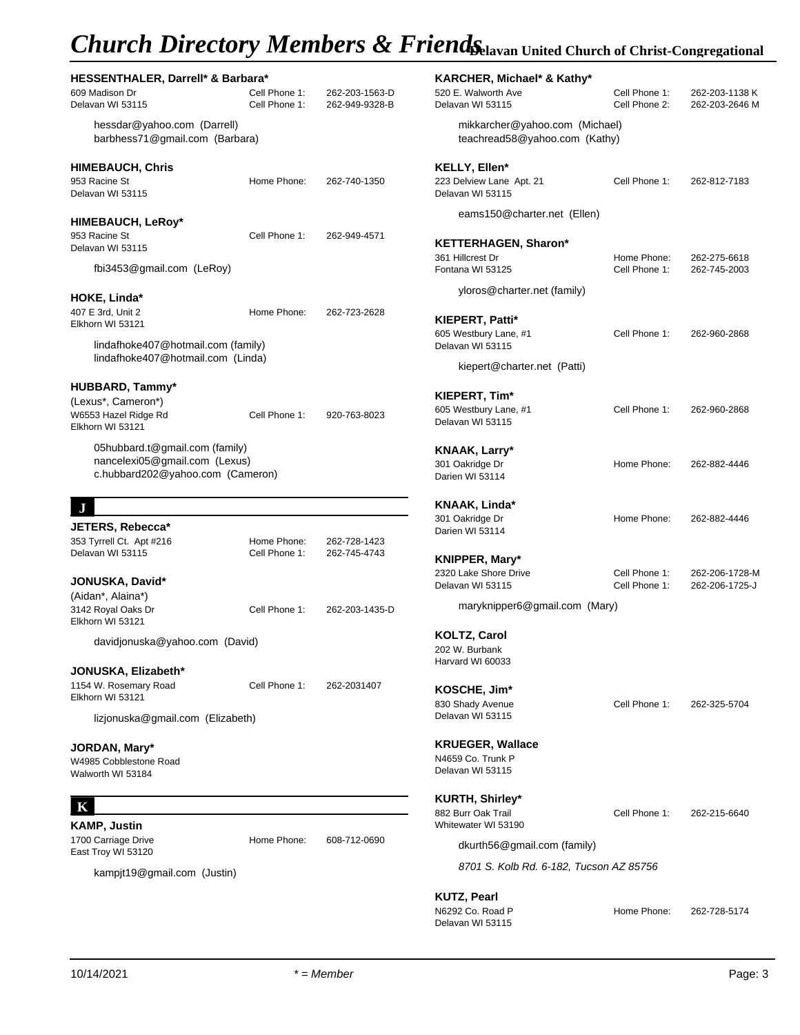**HESSENTHALER, Darrell* & Barbara***
609 Madison Dr
Delavan WI 53115
Cell Phone 1: 262-203-1563-D
Cell Phone 1: 262-949-9328-B

hessdar@yahoo.com (Darrell)
barbhess71@gmail.com (Barbara)

**HIMEBAUCH, Chris**
953 Racine St
Delavan WI 53115
Home Phone: 262-740-1350

**HIMEBAUCH, LeRoy***
953 Racine St
Delavan WI 53115
Cell Phone 1: 262-949-4571

fbi3453@gmail.com (LeRoy)

**HOKE, Linda***
407 E 3rd, Unit 2
Elkhorn WI 53121
Home Phone: 262-723-2628

lindafhoke407@hotmail.com (family)
lindafhoke407@hotmail.com (Linda)

**HUBBARD, Tammy***
(Lexus*, Cameron*)
W6553 Hazel Ridge Rd
Elkhorn WI 53121
Cell Phone 1: 920-763-8023

05hubbard.t@gmail.com (family)
nancelexi05@gmail.com (Lexus)
c.hubbard202@yahoo.com (Cameron)

## J

**JETERS, Rebecca***
353 Tyrrell Ct. Apt #216
Delavan WI 53115
Home Phone: 262-728-1423
Cell Phone 1: 262-745-4743

**JONUSKA, David***
(Aidan*, Alaina*)
3142 Royal Oaks Dr
Elkhorn WI 53121
Cell Phone 1: 262-203-1435-D

davidjonuska@yahoo.com (David)

**JONUSKA, Elizabeth***
1154 W. Rosemary Road
Elkhorn WI 53121
Cell Phone 1: 262-2031407

lizjonuska@gmail.com (Elizabeth)

**JORDAN, Mary***
W4985 Cobblestone Road
Walworth WI 53184

## K

**KAMP, Justin**
1700 Carriage Drive
East Troy WI 53120
Home Phone: 608-712-0690

kampjt19@gmail.com (Justin)

**KARCHER, Michael* & Kathy***
520 E. Walworth Ave
Delavan WI 53115
Cell Phone 1: 262-203-1138 K
Cell Phone 2: 262-203-2646 M

mikkarcher@yahoo.com (Michael)
teachread58@yahoo.com (Kathy)

**KELLY, Ellen***
223 Delview Lane Apt. 21
Delavan WI 53115
Cell Phone 1: 262-812-7183

eams150@charter.net (Ellen)

**KETTERHAGEN, Sharon***
361 Hillcrest Dr
Fontana WI 53125
Home Phone: 262-275-6618
Cell Phone 1: 262-745-2003

yloros@charter.net (family)

**KIEPERT, Patti***
605 Westbury Lane, #1
Delavan WI 53115
Cell Phone 1: 262-960-2868

kiepert@charter.net (Patti)

**KIEPERT, Tim***
605 Westbury Lane, #1
Delavan WI 53115
Cell Phone 1: 262-960-2868

**KNAAK, Larry***
301 Oakridge Dr
Darien WI 53114
Home Phone: 262-882-4446

**KNAAK, Linda***
301 Oakridge Dr
Darien WI 53114
Home Phone: 262-882-4446

**KNIPPER, Mary***
2320 Lake Shore Drive
Delavan WI 53115
Cell Phone 1: 262-206-1728-M
Cell Phone 1: 262-206-1725-J

maryknipper6@gmail.com (Mary)

**KOLTZ, Carol**
202 W. Burbank
Harvard WI 60033

**KOSCHE, Jim***
830 Shady Avenue
Delavan WI 53115
Cell Phone 1: 262-325-5704

**KRUEGER, Wallace**
N4659 Co. Trunk P
Delavan WI 53115

**KURTH, Shirley***
882 Burr Oak Trail
Whitewater WI 53190
Cell Phone 1: 262-215-6640

dkurth56@gmail.com (family)

*8701 S. Kolb Rd. 6-182, Tucson AZ 85756*

**KUTZ, Pearl**
N6292 Co. Road P
Delavan WI 53115
Home Phone: 262-728-5174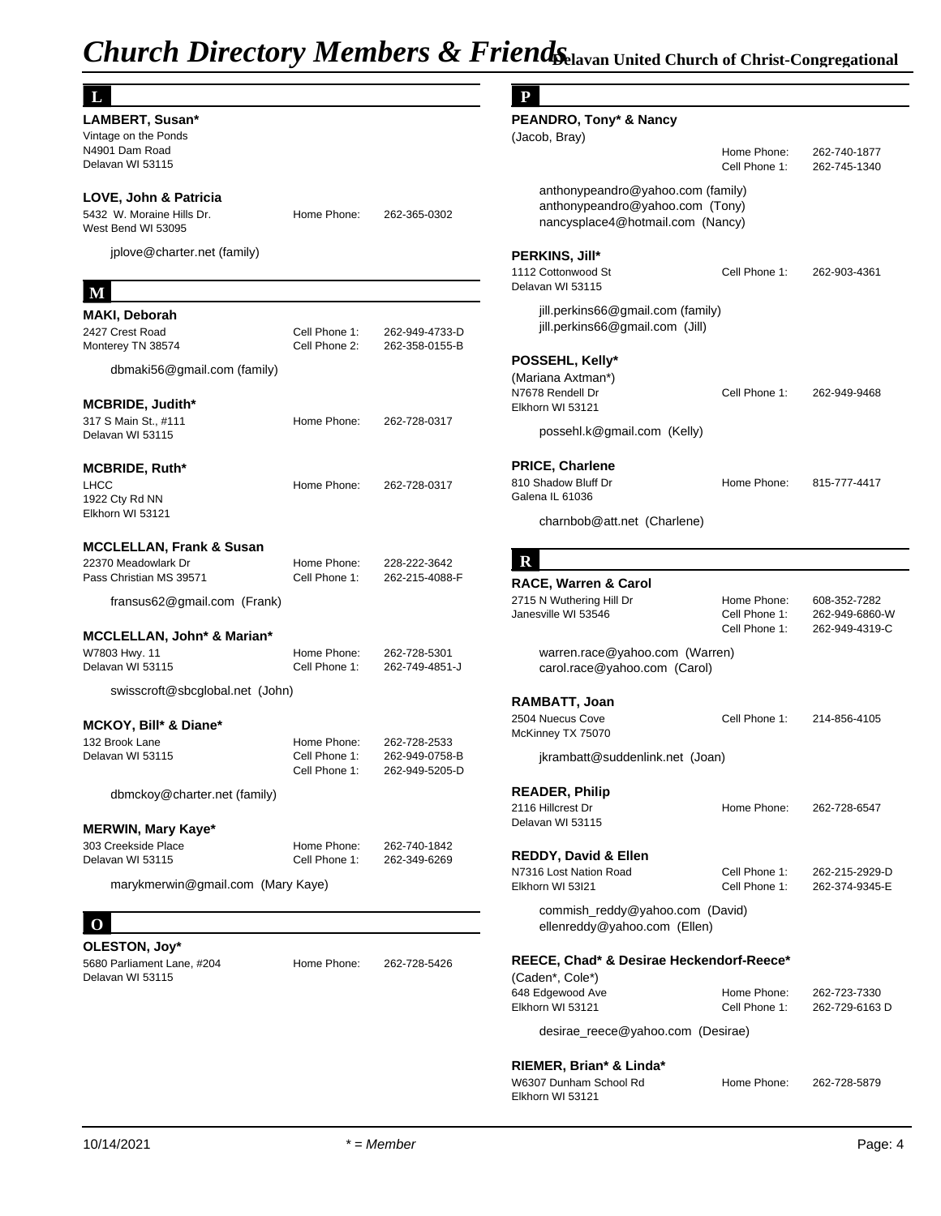# Church Directory Members & Friends

Delavan United Church of Christ-Congregational

## L

**LAMBERT, Susan***
Vintage on the Ponds
N4901 Dam Road
Delavan WI 53115

**LOVE, John & Patricia**
5432 W. Moraine Hills Dr.
West Bend WI 53095
Home Phone: 262-365-0302

jplove@charter.net (family)

## M

**MAKI, Deborah**
2427 Crest Road
Monterey TN 38574
Cell Phone 1: 262-949-4733-D
Cell Phone 2: 262-358-0155-B

dbmaki56@gmail.com (family)

**MCBRIDE, Judith***
317 S Main St., #111
Delavan WI 53115
Home Phone: 262-728-0317

**MCBRIDE, Ruth***
LHCC
1922 Cty Rd NN
Elkhorn WI 53121
Home Phone: 262-728-0317

**MCCLELLAN, Frank & Susan**
22370 Meadowlark Dr
Pass Christian MS 39571
Home Phone: 228-222-3642
Cell Phone 1: 262-215-4088-F

fransus62@gmail.com (Frank)

**MCCLELLAN, John* & Marian***
W7803 Hwy. 11
Delavan WI 53115
Home Phone: 262-728-5301
Cell Phone 1: 262-749-4851-J

swisscroft@sbcglobal.net (John)

**MCKOY, Bill* & Diane***
132 Brook Lane
Delavan WI 53115
Home Phone: 262-728-2533
Cell Phone 1: 262-949-0758-B
Cell Phone 1: 262-949-5205-D

dbmckoy@charter.net (family)

**MERWIN, Mary Kaye***
303 Creekside Place
Delavan WI 53115
Home Phone: 262-740-1842
Cell Phone 1: 262-349-6269

marykmerwin@gmail.com (Mary Kaye)

## O

**OLESTON, Joy***
5680 Parliament Lane, #204
Delavan WI 53115
Home Phone: 262-728-5426

## P

**PEANDRO, Tony* & Nancy**
(Jacob, Bray)
Home Phone: 262-740-1877
Cell Phone 1: 262-745-1340

anthonypeandro@yahoo.com (family)
anthonypeandro@yahoo.com (Tony)
nancysplace4@hotmail.com (Nancy)

**PERKINS, Jill***
1112 Cottonwood St
Delavan WI 53115
Cell Phone 1: 262-903-4361

jill.perkins66@gmail.com (family)
jill.perkins66@gmail.com (Jill)

**POSSEHL, Kelly***
(Mariana Axtman*)
N7678 Rendell Dr
Elkhorn WI 53121
Cell Phone 1: 262-949-9468

possehl.k@gmail.com (Kelly)

**PRICE, Charlene**
810 Shadow Bluff Dr
Galena IL 61036
Home Phone: 815-777-4417

charnbob@att.net (Charlene)

## R

**RACE, Warren & Carol**
2715 N Wuthering Hill Dr
Janesville WI 53546
Home Phone: 608-352-7282
Cell Phone 1: 262-949-6860-W
Cell Phone 1: 262-949-4319-C

warren.race@yahoo.com (Warren)
carol.race@yahoo.com (Carol)

**RAMBATT, Joan**
2504 Nuecus Cove
McKinney TX 75070
Cell Phone 1: 214-856-4105

jkrambatt@suddenlink.net (Joan)

**READER, Philip**
2116 Hillcrest Dr
Delavan WI 53115
Home Phone: 262-728-6547

**REDDY, David & Ellen**
N7316 Lost Nation Road
Elkhorn WI 53I21
Cell Phone 1: 262-215-2929-D
Cell Phone 1: 262-374-9345-E

commish_reddy@yahoo.com (David)
ellenreddy@yahoo.com (Ellen)

**REECE, Chad* & Desirae Heckendorf-Reece***
(Caden*, Cole*)
648 Edgewood Ave
Elkhorn WI 53121
Home Phone: 262-723-7330
Cell Phone 1: 262-729-6163 D

desirae_reece@yahoo.com (Desirae)

**RIEMER, Brian* & Linda***
W6307 Dunham School Rd
Elkhorn WI 53121
Home Phone: 262-728-5879

10/14/2021 — * = Member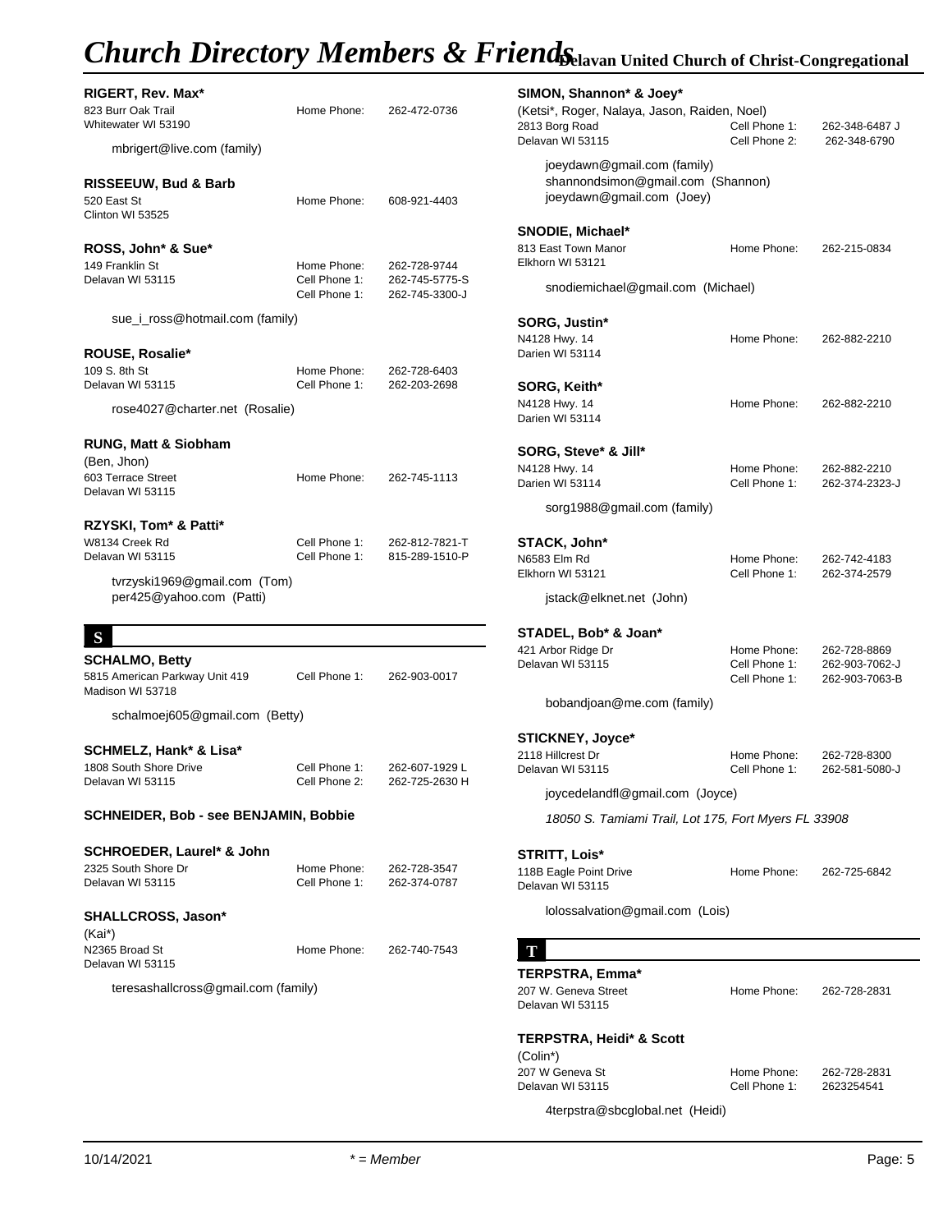# Church Directory Members & Friends

Delavan United Church of Christ-Congregational

**RIGERT, Rev. Max***
823 Burr Oak Trail — Home Phone: 262-472-0736
Whitewater WI 53190

mbrigert@live.com (family)

**RISSEEUW, Bud & Barb**
520 East St — Home Phone: 608-921-4403
Clinton WI 53525

**ROSS, John* & Sue***
149 Franklin St — Home Phone: 262-728-9744
Delavan WI 53115 — Cell Phone 1: 262-745-5775-S
Cell Phone 1: 262-745-3300-J

sue_i_ross@hotmail.com (family)

**ROUSE, Rosalie***
109 S. 8th St — Home Phone: 262-728-6403
Delavan WI 53115 — Cell Phone 1: 262-203-2698

rose4027@charter.net (Rosalie)

**RUNG, Matt & Siobham**
(Ben, Jhon)
603 Terrace Street — Home Phone: 262-745-1113
Delavan WI 53115

**RZYSKI, Tom* & Patti***
W8134 Creek Rd — Cell Phone 1: 262-812-7821-T
Delavan WI 53115 — Cell Phone 1: 815-289-1510-P

tvrzyski1969@gmail.com (Tom)
per425@yahoo.com (Patti)

## S

**SCHALMO, Betty**
5815 American Parkway Unit 419 — Cell Phone 1: 262-903-0017
Madison WI 53718

schalmoej605@gmail.com (Betty)

**SCHMELZ, Hank* & Lisa***
1808 South Shore Drive — Cell Phone 1: 262-607-1929 L
Delavan WI 53115 — Cell Phone 2: 262-725-2630 H

**SCHNEIDER, Bob - see BENJAMIN, Bobbie**

**SCHROEDER, Laurel* & John**
2325 South Shore Dr — Home Phone: 262-728-3547
Delavan WI 53115 — Cell Phone 1: 262-374-0787

**SHALLCROSS, Jason***
(Kai*)
N2365 Broad St — Home Phone: 262-740-7543
Delavan WI 53115

teresashallcross@gmail.com (family)

**SIMON, Shannon* & Joey***
(Ketsi*, Roger, Nalaya, Jason, Raiden, Noel)
2813 Borg Road — Cell Phone 1: 262-348-6487 J
Delavan WI 53115 — Cell Phone 2: 262-348-6790

joeydawn@gmail.com (family)
shannondsimon@gmail.com (Shannon)
joeydawn@gmail.com (Joey)

**SNODIE, Michael***
813 East Town Manor — Home Phone: 262-215-0834
Elkhorn WI 53121

snodiemichael@gmail.com (Michael)

**SORG, Justin***
N4128 Hwy. 14 — Home Phone: 262-882-2210
Darien WI 53114

**SORG, Keith***
N4128 Hwy. 14 — Home Phone: 262-882-2210
Darien WI 53114

**SORG, Steve* & Jill***
N4128 Hwy. 14 — Home Phone: 262-882-2210
Darien WI 53114 — Cell Phone 1: 262-374-2323-J

sorg1988@gmail.com (family)

**STACK, John***
N6583 Elm Rd — Home Phone: 262-742-4183
Elkhorn WI 53121 — Cell Phone 1: 262-374-2579

jstack@elknet.net (John)

**STADEL, Bob* & Joan***
421 Arbor Ridge Dr — Home Phone: 262-728-8869
Delavan WI 53115 — Cell Phone 1: 262-903-7062-J
Cell Phone 1: 262-903-7063-B

bobandjoan@me.com (family)

**STICKNEY, Joyce***
2118 Hillcrest Dr — Home Phone: 262-728-8300
Delavan WI 53115 — Cell Phone 1: 262-581-5080-J

joycedelandfl@gmail.com (Joyce)

*18050 S. Tamiami Trail, Lot 175, Fort Myers FL 33908*

**STRITT, Lois***
118B Eagle Point Drive — Home Phone: 262-725-6842
Delavan WI 53115

lolossalvation@gmail.com (Lois)

## T

**TERPSTRA, Emma***
207 W. Geneva Street — Home Phone: 262-728-2831
Delavan WI 53115

**TERPSTRA, Heidi* & Scott**
(Colin*)
207 W Geneva St — Home Phone: 262-728-2831
Delavan WI 53115 — Cell Phone 1: 2623254541

4terpstra@sbcglobal.net (Heidi)

10/14/2021 — * = Member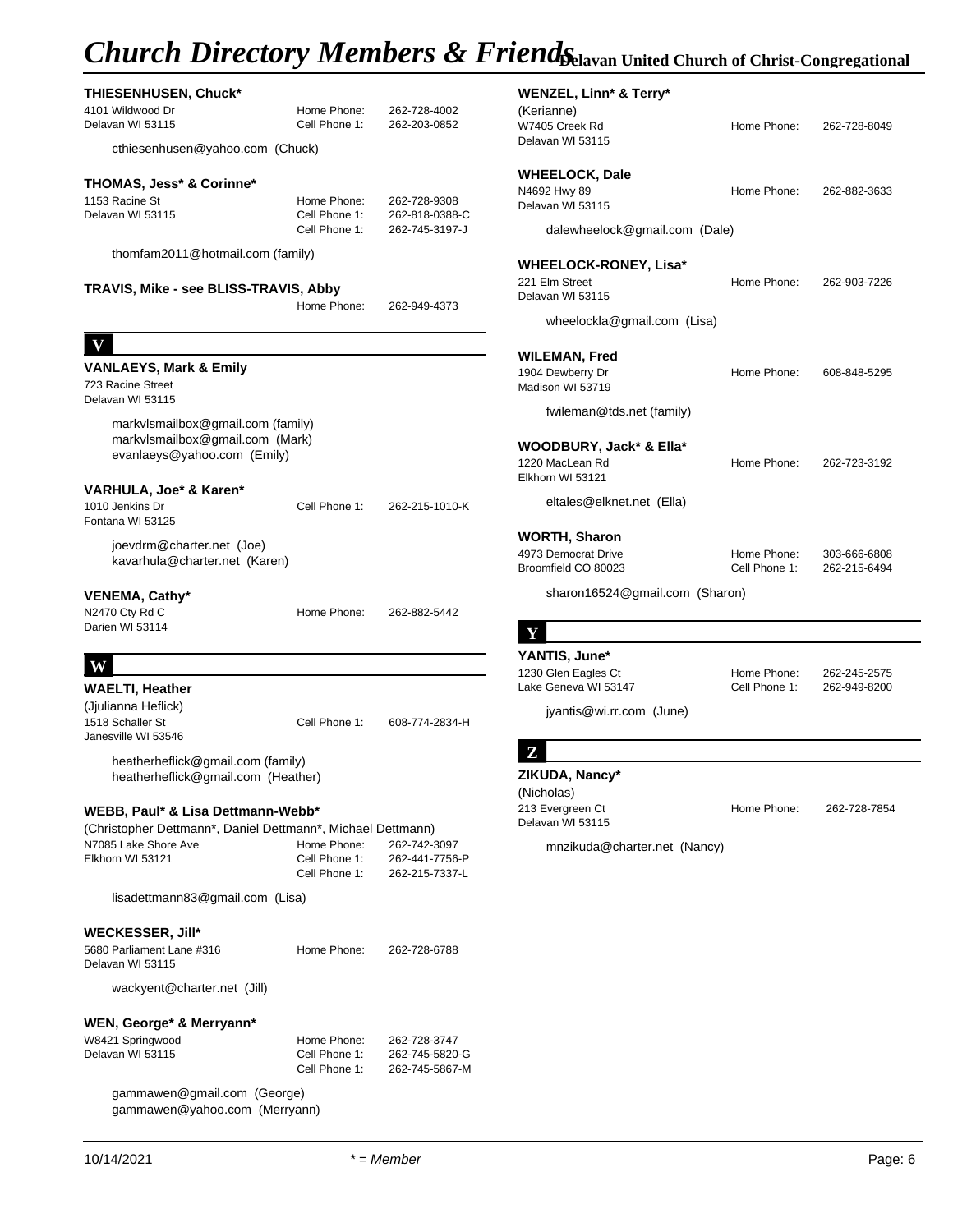# Church Directory Members & Friends

**THIESENHUSEN, Chuck***
4101 Wildwood Dr
Delavan WI 53115
Home Phone: 262-728-4002
Cell Phone 1: 262-203-0852

cthiesenhusen@yahoo.com (Chuck)

**THOMAS, Jess* & Corinne***
1153 Racine St
Delavan WI 53115
Home Phone: 262-728-9308
Cell Phone 1: 262-818-0388-C
Cell Phone 1: 262-745-3197-J

thomfam2011@hotmail.com (family)

**TRAVIS, Mike - see BLISS-TRAVIS, Abby**
Home Phone: 262-949-4373

## V

**VANLAEYS, Mark & Emily**
723 Racine Street
Delavan WI 53115

markvlsmailbox@gmail.com (family)
markvlsmailbox@gmail.com (Mark)
evanlaeys@yahoo.com (Emily)

**VARHULA, Joe* & Karen***
1010 Jenkins Dr
Fontana WI 53125
Cell Phone 1: 262-215-1010-K

joevdrm@charter.net (Joe)
kavarhula@charter.net (Karen)

**VENEMA, Cathy***
N2470 Cty Rd C
Darien WI 53114
Home Phone: 262-882-5442

## W

**WAELTI, Heather**
(Jjulianna Heflick)
1518 Schaller St
Janesville WI 53546
Cell Phone 1: 608-774-2834-H

heatherheflick@gmail.com (family)
heatherheflick@gmail.com (Heather)

**WEBB, Paul* & Lisa Dettmann-Webb***
(Christopher Dettmann*, Daniel Dettmann*, Michael Dettmann)
N7085 Lake Shore Ave
Elkhorn WI 53121
Home Phone: 262-742-3097
Cell Phone 1: 262-441-7756-P
Cell Phone 1: 262-215-7337-L

lisadettmann83@gmail.com (Lisa)

**WECKESSER, Jill***
5680 Parliament Lane #316
Delavan WI 53115
Home Phone: 262-728-6788

wackyent@charter.net (Jill)

**WEN, George* & Merryann***
W8421 Springwood
Delavan WI 53115
Home Phone: 262-728-3747
Cell Phone 1: 262-745-5820-G
Cell Phone 1: 262-745-5867-M

gammawen@gmail.com (George)
gammawen@yahoo.com (Merryann)

**WENZEL, Linn* & Terry***
(Kerianne)
W7405 Creek Rd
Delavan WI 53115
Home Phone: 262-728-8049

**WHEELOCK, Dale**
N4692 Hwy 89
Delavan WI 53115
Home Phone: 262-882-3633

dalewheelock@gmail.com (Dale)

**WHEELOCK-RONEY, Lisa***
221 Elm Street
Delavan WI 53115
Home Phone: 262-903-7226

wheelockla@gmail.com (Lisa)

**WILEMAN, Fred**
1904 Dewberry Dr
Madison WI 53719
Home Phone: 608-848-5295

fwileman@tds.net (family)

**WOODBURY, Jack* & Ella***
1220 MacLean Rd
Elkhorn WI 53121
Home Phone: 262-723-3192

eltales@elknet.net (Ella)

**WORTH, Sharon**
4973 Democrat Drive
Broomfield CO 80023
Home Phone: 303-666-6808
Cell Phone 1: 262-215-6494

sharon16524@gmail.com (Sharon)

## Y

**YANTIS, June***
1230 Glen Eagles Ct
Lake Geneva WI 53147
Home Phone: 262-245-2575
Cell Phone 1: 262-949-8200

jyantis@wi.rr.com (June)

## Z

**ZIKUDA, Nancy***
(Nicholas)
213 Evergreen Ct
Delavan WI 53115
Home Phone: 262-728-7854

mnzikuda@charter.net (Nancy)

*\* = Member*